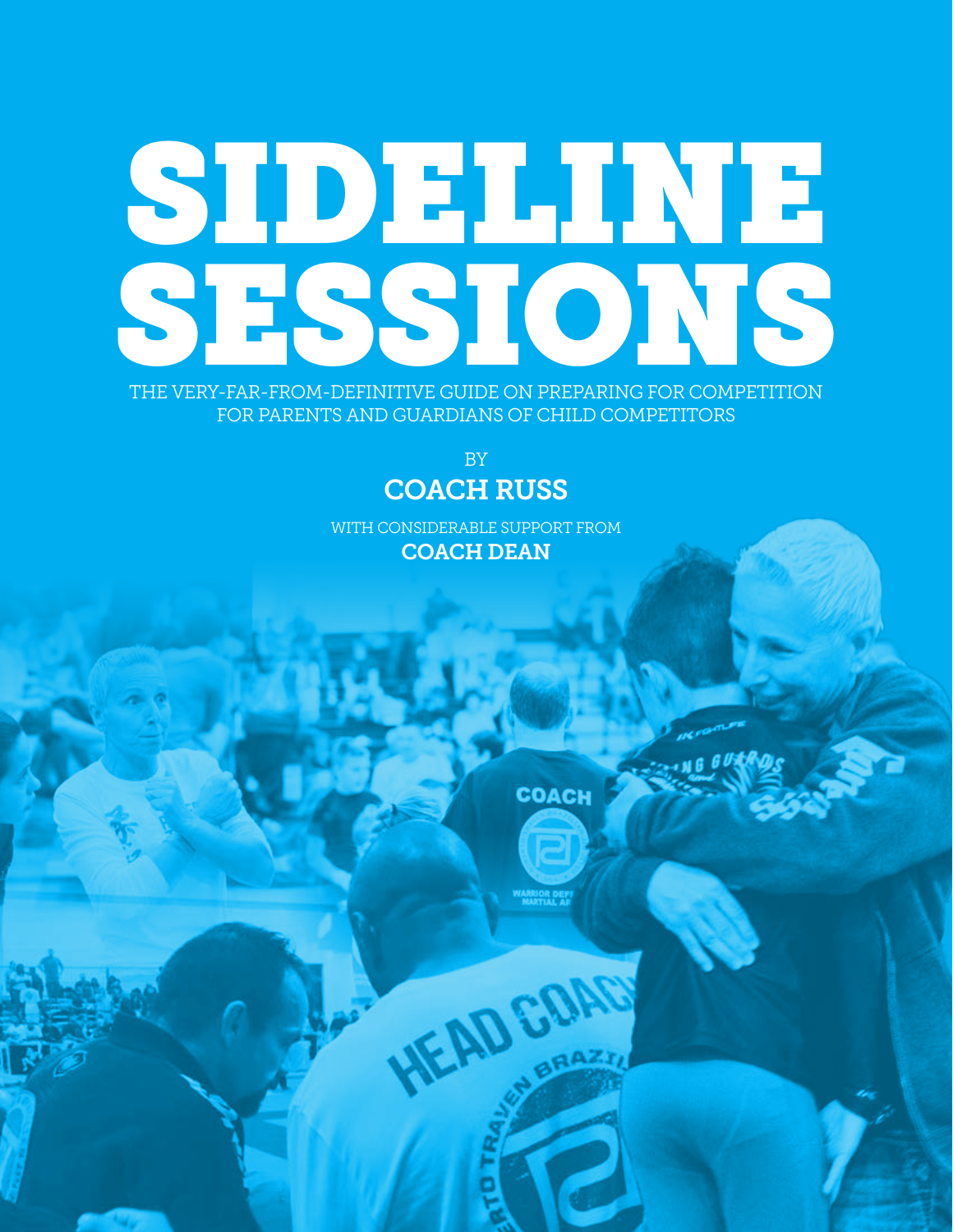# SIDELINE SESSIONS

THE VERY-FAR-FROM-DEFINITIVE GUIDE ON PREPARING FOR COMPETITION FOR PARENTS AND GUARDIANS OF CHILD COMPETITORS

BY

**COACH RUSS**

WITH CONSIDERABLE SUPPORT FROM

**COACH DEAN**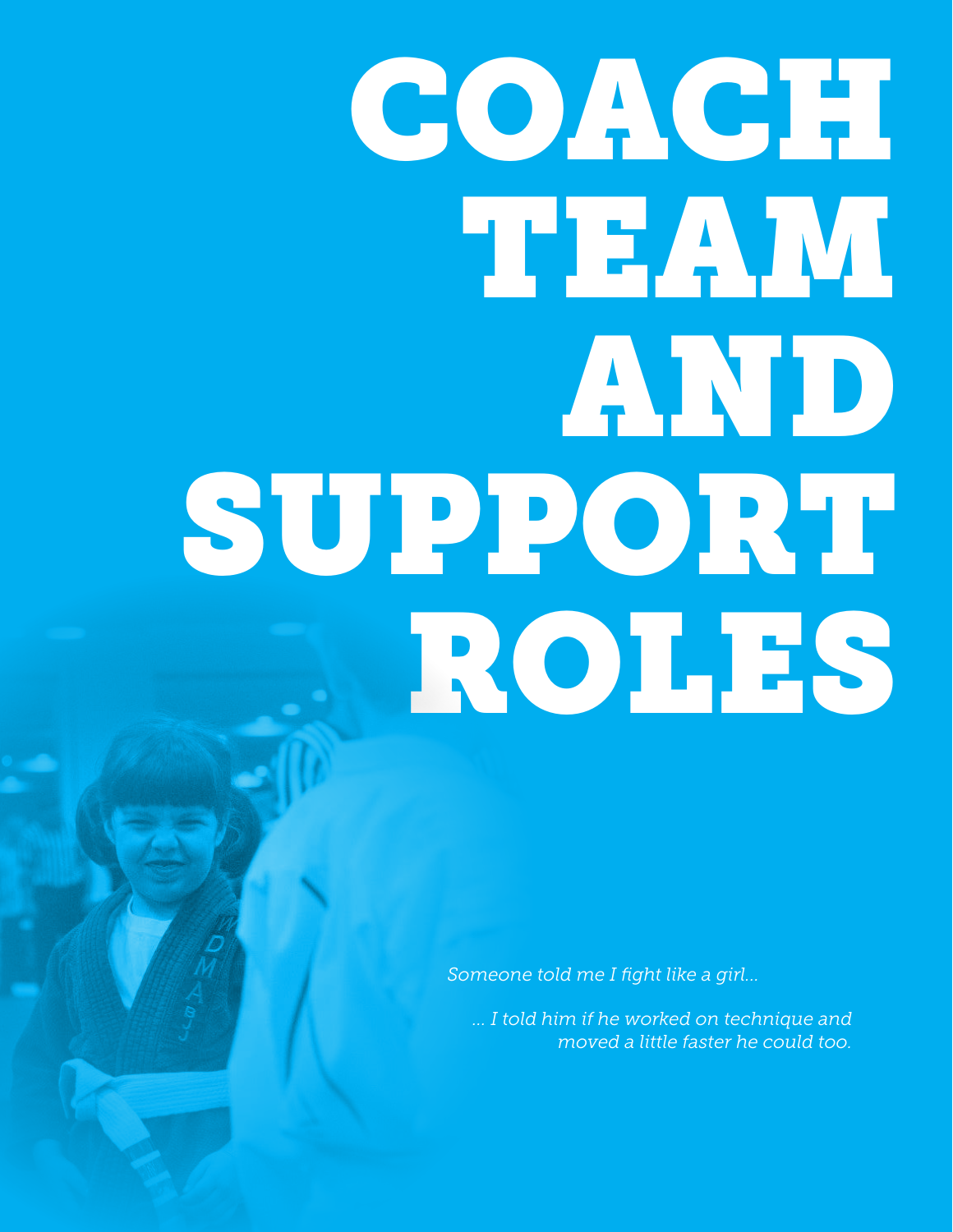# COACH TEAM AND SUPPORT ROLES

*Someone told me I fight like a girl...*

*... I told him if he worked on technique and moved a little faster he could too.*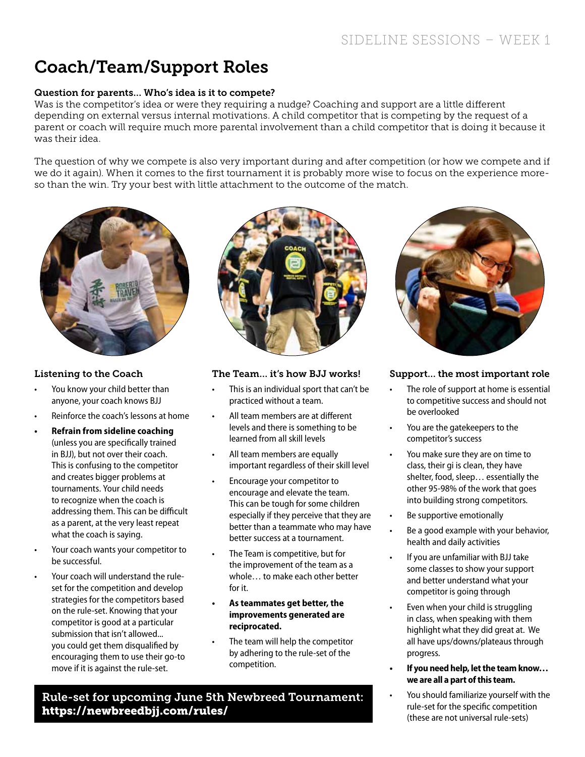# Coach/Team/Support Roles

**Question for parents... Who's idea is it to compete?**

Was is the competitor's idea or were they requiring a nudge? Coaching and support are a little different depending on external versus internal motivations. A child competitor that is competing by the request of a parent or coach will require much more parental involvement than a child competitor that is doing it because it was their idea.

The question of why we compete is also very important during and after competition (or how we compete and if we do it again). When it comes to the first tournament it is probably more wise to focus on the experience more-so than the win. Try your best with little attachment to the outcome of the match.

### Listening to the Coach

- You know your child better than anyone, your coach knows BJJ
- Reinforce the coach's lessons at home
- **Refrain from sideline coaching** (unless you are specifically trained in BJJ), but not over their coach. This is confusing to the competitor and creates bigger problems at tournaments. Your child needs to recognize when the coach is addressing them. This can be difficult as a parent, at the very least repeat what the coach is saying.
- Your coach wants your competitor to be successful.
- Your coach will understand the rule-set for the competition and develop strategies for the competitors based on the rule-set. Knowing that your competitor is good at a particular submission that isn't allowed... you could get them disqualified by encouraging them to use their go-to move if it is against the rule-set.

### The Team... it's how BJJ works!

- This is an individual sport that can't be practiced without a team.
- All team members are at different levels and there is something to be learned from all skill levels
- All team members are equally important regardless of their skill level
- Encourage your competitor to encourage and elevate the team. This can be tough for some children especially if they perceive that they are better than a teammate who may have better success at a tournament.
- The Team is competitive, but for the improvement of the team as a whole… to make each other better for it.
- **As teammates get better, the improvements generated are reciprocated.**
- The team will help the competitor by adhering to the rule-set of the competition.

### Support... the most important role

- The role of support at home is essential to competitive success and should not be overlooked
- You are the gatekeepers to the competitor's success
- You make sure they are on time to class, their gi is clean, they have shelter, food, sleep… essentially the other 95-98% of the work that goes into building strong competitors.
- Be supportive emotionally
- Be a good example with your behavior, health and daily activities
- If you are unfamiliar with BJJ take some classes to show your support and better understand what your competitor is going through
- Even when your child is struggling in class, when speaking with them highlight what they did great at. We all have ups/downs/plateaus through progress.
- **If you need help, let the team know… we are all a part of this team.**
- You should familiarize yourself with the rule-set for the specific competition (these are not universal rule-sets)

**Rule-set for upcoming June 5th Newbreed Tournament: https://newbreedbjj.com/rules/**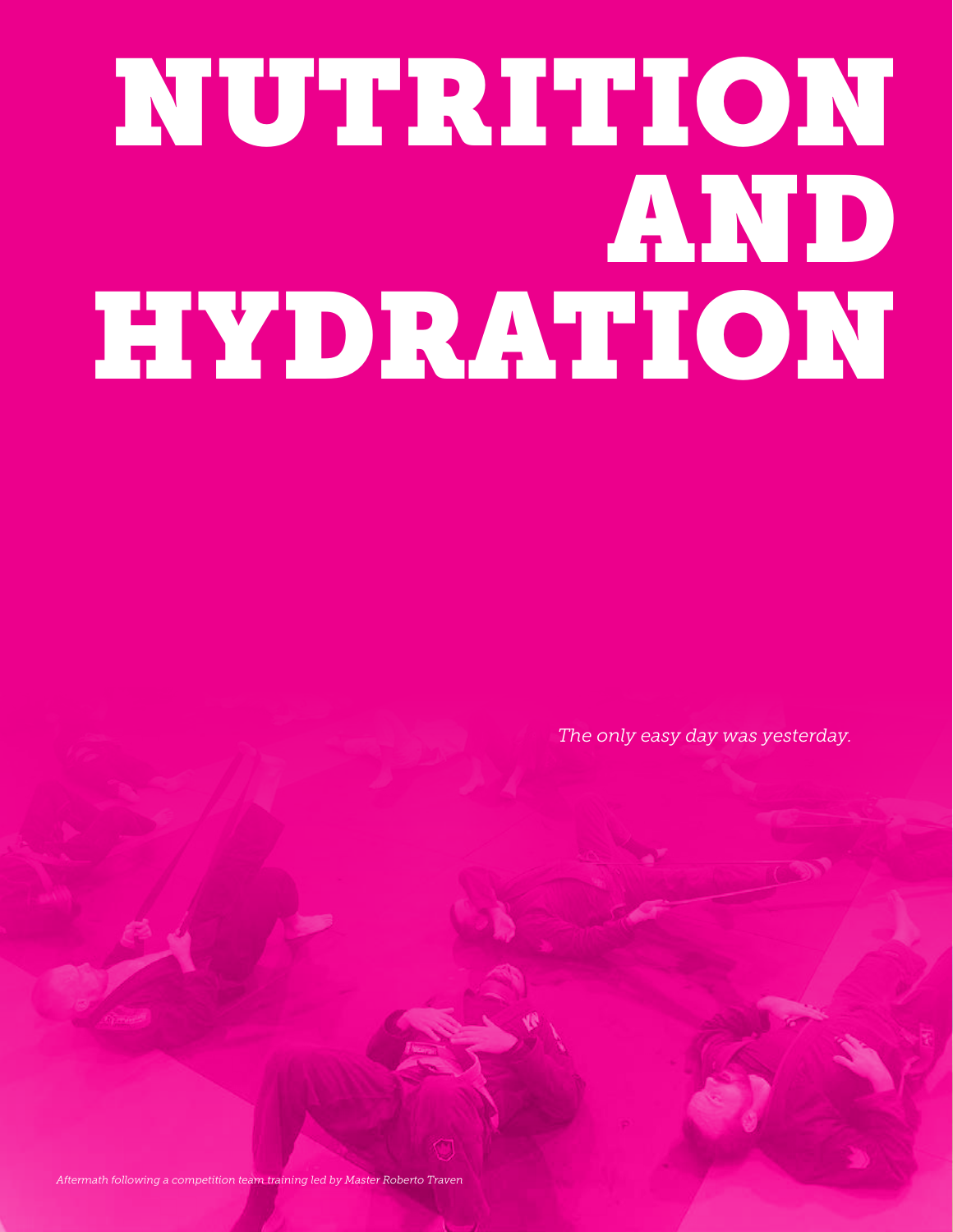# NUTRITION AND HYDRATION

*The only easy day was yesterday.*

*Aftermath following a competition team training led by Master Roberto Traven*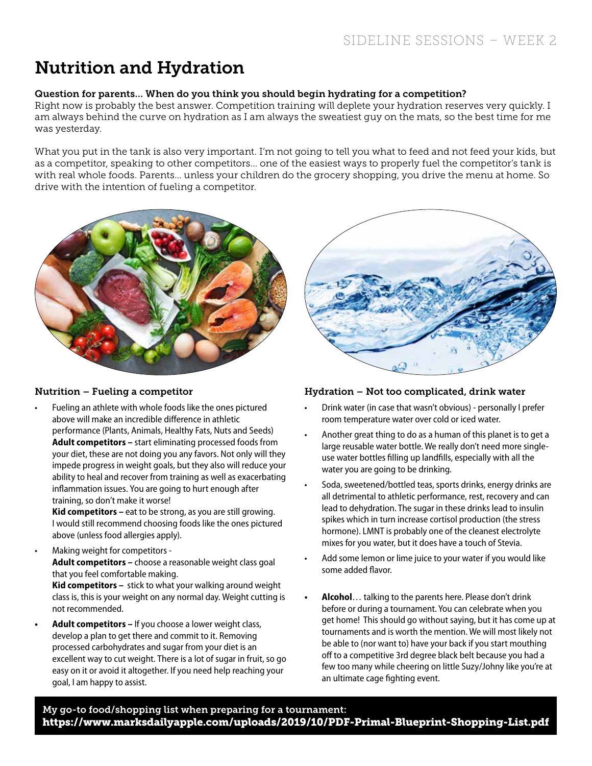# Nutrition and Hydration

**Question for parents... When do you think you should begin hydrating for a competition?**
Right now is probably the best answer. Competition training will deplete your hydration reserves very quickly. I am always behind the curve on hydration as I am always the sweatiest guy on the mats, so the best time for me was yesterday.

What you put in the tank is also very important. I'm not going to tell you what to feed and not feed your kids, but as a competitor, speaking to other competitors... one of the easiest ways to properly fuel the competitor's tank is with real whole foods. Parents... unless your children do the grocery shopping, you drive the menu at home. So drive with the intention of fueling a competitor.

### Nutrition – Fueling a competitor

- Fueling an athlete with whole foods like the ones pictured above will make an incredible difference in athletic performance (Plants, Animals, Healthy Fats, Nuts and Seeds)
  **Adult competitors –** start eliminating processed foods from your diet, these are not doing you any favors. Not only will they impede progress in weight goals, but they also will reduce your ability to heal and recover from training as well as exacerbating inflammation issues. You are going to hurt enough after training, so don't make it worse!
  **Kid competitors –** eat to be strong, as you are still growing. I would still recommend choosing foods like the ones pictured above (unless food allergies apply).
- Making weight for competitors -
  **Adult competitors –** choose a reasonable weight class goal that you feel comfortable making.
  **Kid competitors –** stick to what your walking around weight class is, this is your weight on any normal day. Weight cutting is not recommended.
- **Adult competitors –** If you choose a lower weight class, develop a plan to get there and commit to it. Removing processed carbohydrates and sugar from your diet is an excellent way to cut weight. There is a lot of sugar in fruit, so go easy on it or avoid it altogether. If you need help reaching your goal, I am happy to assist.

### Hydration – Not too complicated, drink water

- Drink water (in case that wasn't obvious) - personally I prefer room temperature water over cold or iced water.
- Another great thing to do as a human of this planet is to get a large reusable water bottle. We really don't need more single-use water bottles filling up landfills, especially with all the water you are going to be drinking.
- Soda, sweetened/bottled teas, sports drinks, energy drinks are all detrimental to athletic performance, rest, recovery and can lead to dehydration. The sugar in these drinks lead to insulin spikes which in turn increase cortisol production (the stress hormone). LMNT is probably one of the cleanest electrolyte mixes for you water, but it does have a touch of Stevia.
- Add some lemon or lime juice to your water if you would like some added flavor.
- **Alcohol**… talking to the parents here. Please don't drink before or during a tournament. You can celebrate when you get home! This should go without saying, but it has come up at tournaments and is worth the mention. We will most likely not be able to (nor want to) have your back if you start mouthing off to a competitive 3rd degree black belt because you had a few too many while cheering on little Suzy/Johny like you're at an ultimate cage fighting event.

**My go-to food/shopping list when preparing for a tournament:**
**https://www.marksdailyapple.com/uploads/2019/10/PDF-Primal-Blueprint-Shopping-List.pdf**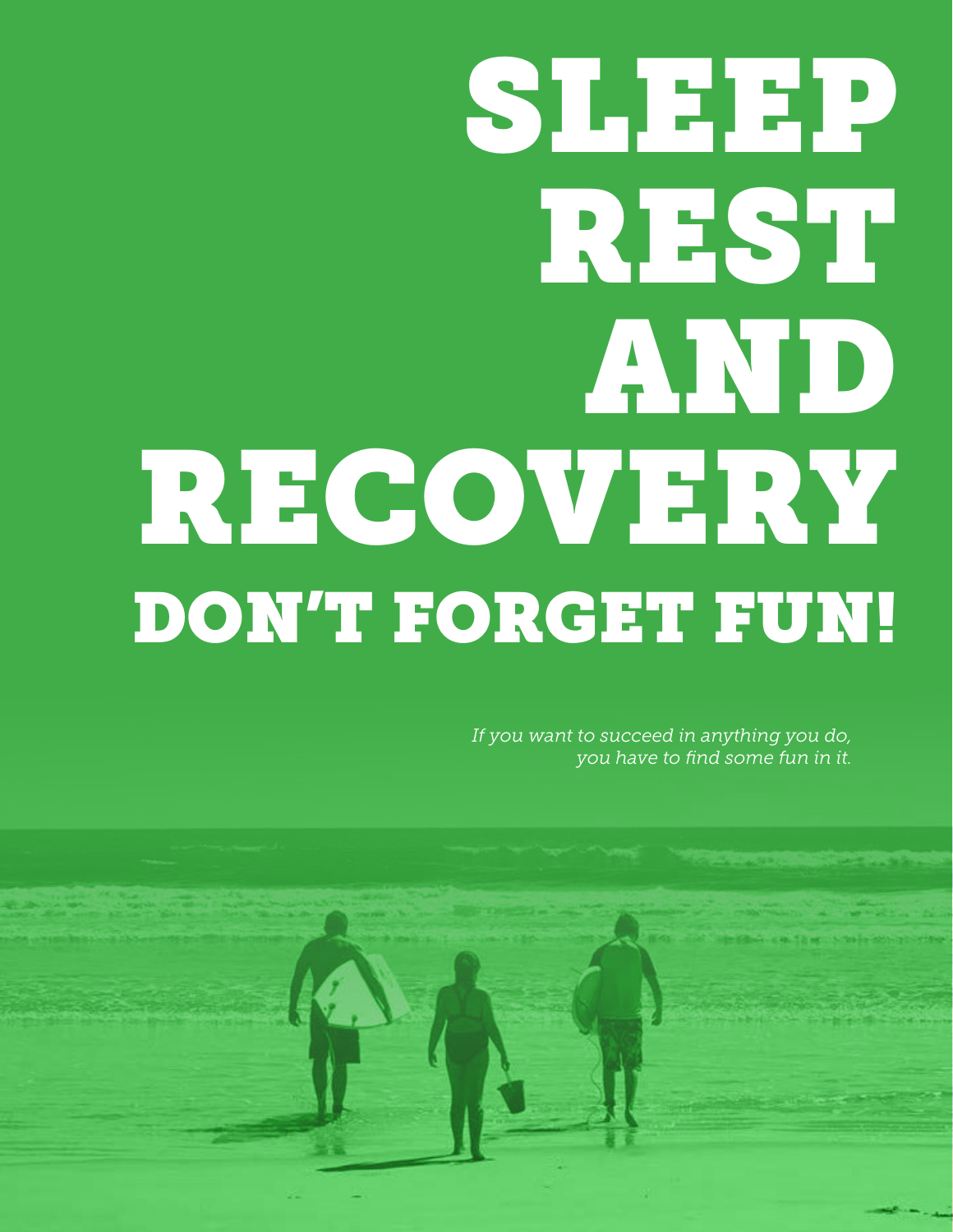# SLEEP REST AND RECOVERY

## DON'T FORGET FUN!

*If you want to succeed in anything you do, you have to find some fun in it.*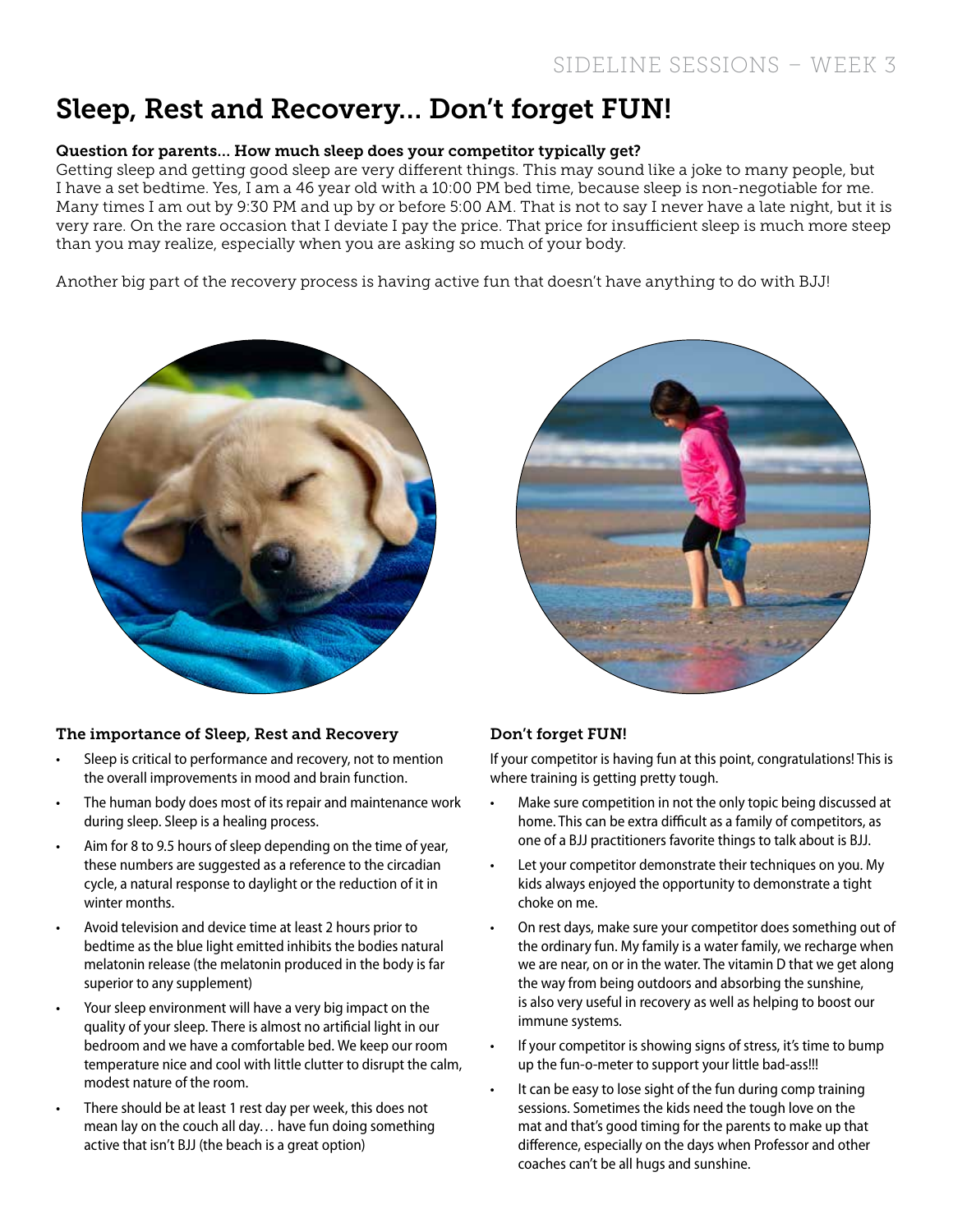# Sleep, Rest and Recovery… Don't forget FUN!

### Question for parents… How much sleep does your competitor typically get?

Getting sleep and getting good sleep are very different things. This may sound like a joke to many people, but I have a set bedtime. Yes, I am a 46 year old with a 10:00 PM bed time, because sleep is non-negotiable for me. Many times I am out by 9:30 PM and up by or before 5:00 AM. That is not to say I never have a late night, but it is very rare. On the rare occasion that I deviate I pay the price. That price for insufficient sleep is much more steep than you may realize, especially when you are asking so much of your body.

Another big part of the recovery process is having active fun that doesn't have anything to do with BJJ!

### The importance of Sleep, Rest and Recovery

- Sleep is critical to performance and recovery, not to mention the overall improvements in mood and brain function.
- The human body does most of its repair and maintenance work during sleep. Sleep is a healing process.
- Aim for 8 to 9.5 hours of sleep depending on the time of year, these numbers are suggested as a reference to the circadian cycle, a natural response to daylight or the reduction of it in winter months.
- Avoid television and device time at least 2 hours prior to bedtime as the blue light emitted inhibits the bodies natural melatonin release (the melatonin produced in the body is far superior to any supplement)
- Your sleep environment will have a very big impact on the quality of your sleep. There is almost no artificial light in our bedroom and we have a comfortable bed. We keep our room temperature nice and cool with little clutter to disrupt the calm, modest nature of the room.
- There should be at least 1 rest day per week, this does not mean lay on the couch all day… have fun doing something active that isn't BJJ (the beach is a great option)

### Don't forget FUN!

If your competitor is having fun at this point, congratulations! This is where training is getting pretty tough.

- Make sure competition in not the only topic being discussed at home. This can be extra difficult as a family of competitors, as one of a BJJ practitioners favorite things to talk about is BJJ.
- Let your competitor demonstrate their techniques on you. My kids always enjoyed the opportunity to demonstrate a tight choke on me.
- On rest days, make sure your competitor does something out of the ordinary fun. My family is a water family, we recharge when we are near, on or in the water. The vitamin D that we get along the way from being outdoors and absorbing the sunshine, is also very useful in recovery as well as helping to boost our immune systems.
- If your competitor is showing signs of stress, it's time to bump up the fun-o-meter to support your little bad-ass!!!
- It can be easy to lose sight of the fun during comp training sessions. Sometimes the kids need the tough love on the mat and that's good timing for the parents to make up that difference, especially on the days when Professor and other coaches can't be all hugs and sunshine.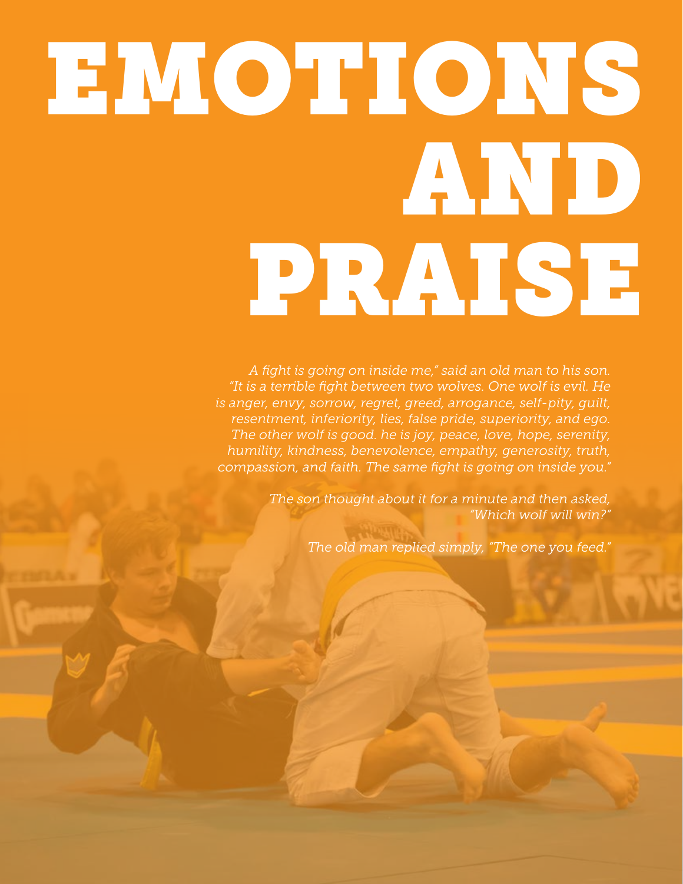# EMOTIONS AND PRAISE

*A fight is going on inside me," said an old man to his son. "It is a terrible fight between two wolves. One wolf is evil. He is anger, envy, sorrow, regret, greed, arrogance, self-pity, guilt, resentment, inferiority, lies, false pride, superiority, and ego. The other wolf is good. he is joy, peace, love, hope, serenity, humility, kindness, benevolence, empathy, generosity, truth, compassion, and faith. The same fight is going on inside you."*

*The son thought about it for a minute and then asked, "Which wolf will win?"*

*The old man replied simply, "The one you feed."*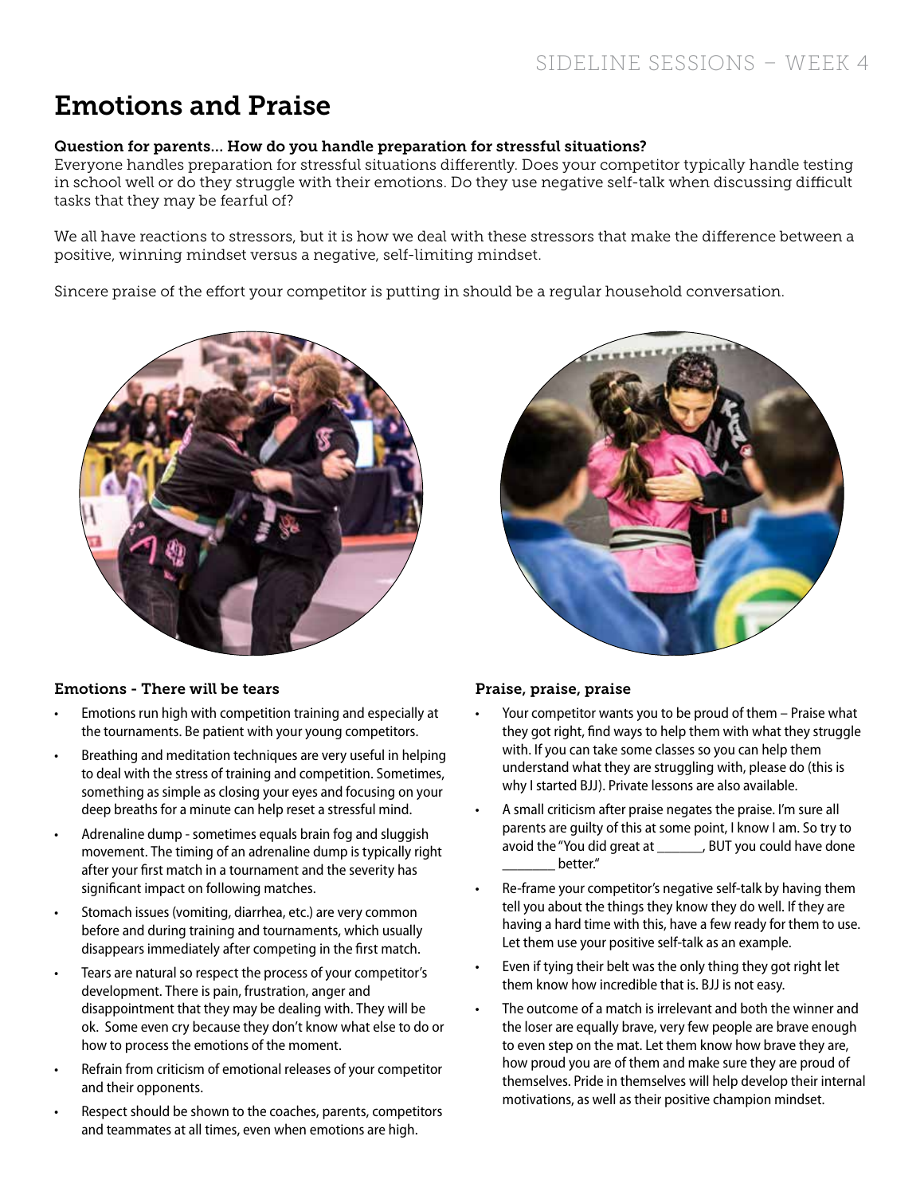# Emotions and Praise

**Question for parents... How do you handle preparation for stressful situations?**

Everyone handles preparation for stressful situations differently. Does your competitor typically handle testing in school well or do they struggle with their emotions. Do they use negative self-talk when discussing difficult tasks that they may be fearful of?

We all have reactions to stressors, but it is how we deal with these stressors that make the difference between a positive, winning mindset versus a negative, self-limiting mindset.

Sincere praise of the effort your competitor is putting in should be a regular household conversation.

### Emotions - There will be tears

- Emotions run high with competition training and especially at the tournaments. Be patient with your young competitors.
- Breathing and meditation techniques are very useful in helping to deal with the stress of training and competition. Sometimes, something as simple as closing your eyes and focusing on your deep breaths for a minute can help reset a stressful mind.
- Adrenaline dump - sometimes equals brain fog and sluggish movement. The timing of an adrenaline dump is typically right after your first match in a tournament and the severity has significant impact on following matches.
- Stomach issues (vomiting, diarrhea, etc.) are very common before and during training and tournaments, which usually disappears immediately after competing in the first match.
- Tears are natural so respect the process of your competitor's development. There is pain, frustration, anger and disappointment that they may be dealing with. They will be ok. Some even cry because they don't know what else to do or how to process the emotions of the moment.
- Refrain from criticism of emotional releases of your competitor and their opponents.
- Respect should be shown to the coaches, parents, competitors and teammates at all times, even when emotions are high.

### Praise, praise, praise

- Your competitor wants you to be proud of them – Praise what they got right, find ways to help them with what they struggle with. If you can take some classes so you can help them understand what they are struggling with, please do (this is why I started BJJ). Private lessons are also available.
- A small criticism after praise negates the praise. I'm sure all parents are guilty of this at some point, I know I am. So try to avoid the "You did great at _______, BUT you could have done ________ better."
- Re-frame your competitor's negative self-talk by having them tell you about the things they know they do well. If they are having a hard time with this, have a few ready for them to use. Let them use your positive self-talk as an example.
- Even if tying their belt was the only thing they got right let them know how incredible that is. BJJ is not easy.
- The outcome of a match is irrelevant and both the winner and the loser are equally brave, very few people are brave enough to even step on the mat. Let them know how brave they are, how proud you are of them and make sure they are proud of themselves. Pride in themselves will help develop their internal motivations, as well as their positive champion mindset.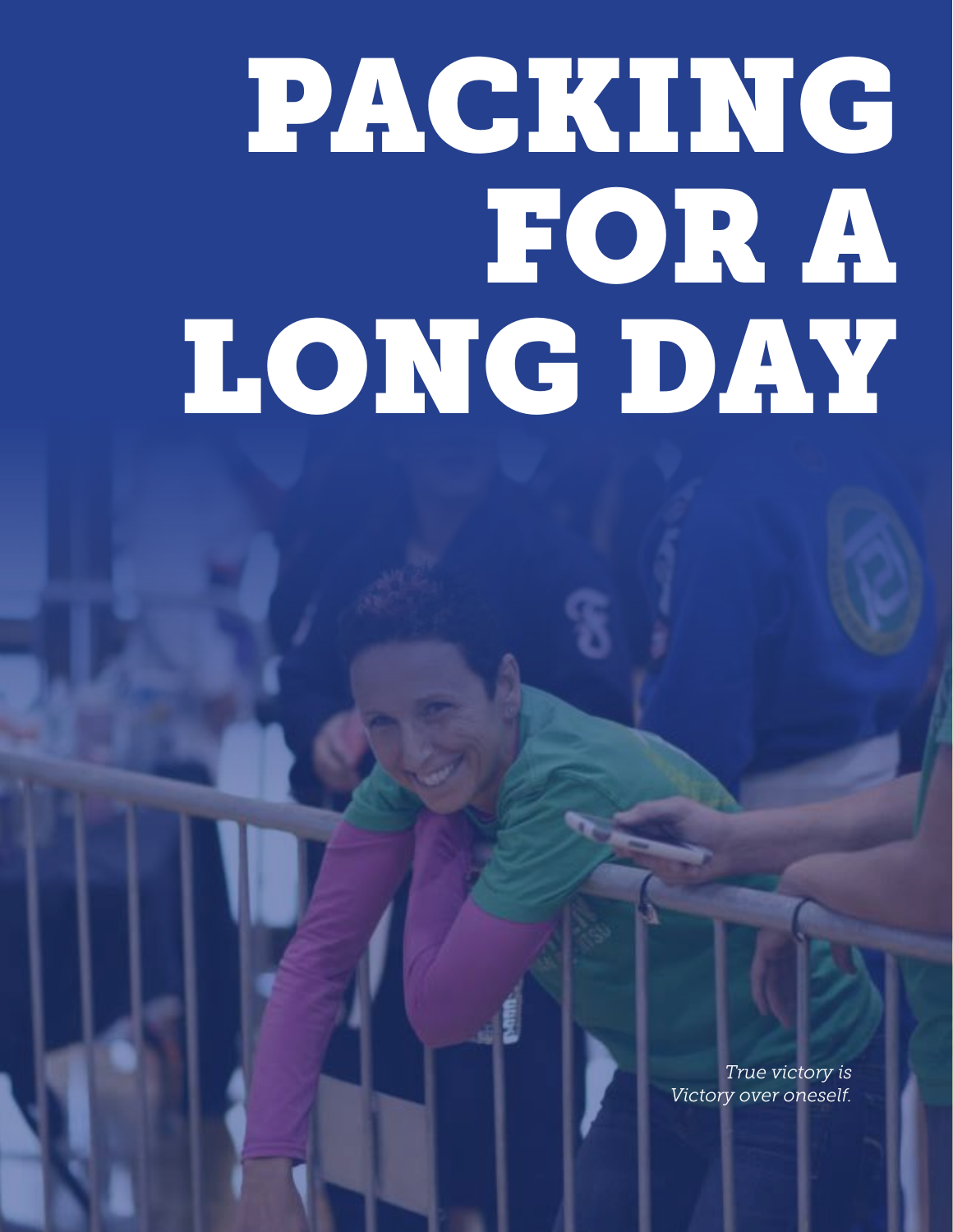# PACKING FOR A LONG DAY

*True victory is*
*Victory over oneself.*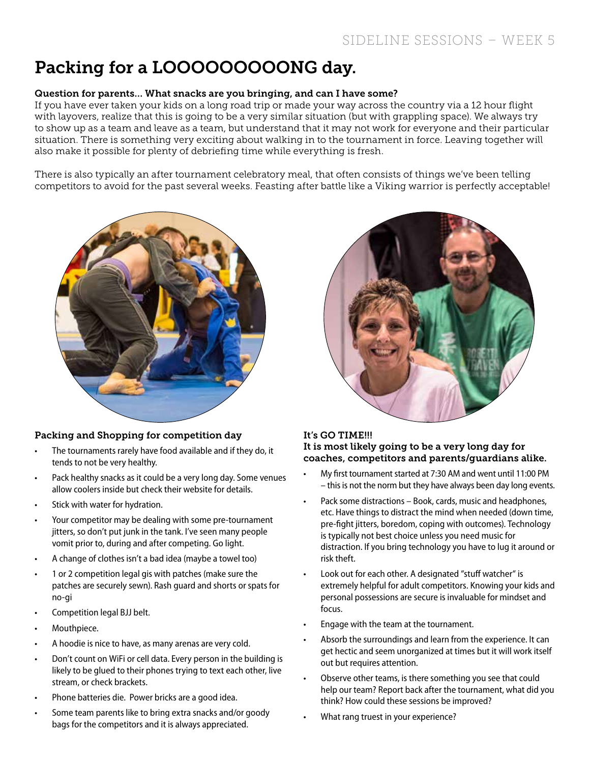# Packing for a LOOOOOOOOONG day.

**Question for parents… What snacks are you bringing, and can I have some?**

If you have ever taken your kids on a long road trip or made your way across the country via a 12 hour flight with layovers, realize that this is going to be a very similar situation (but with grappling space). We always try to show up as a team and leave as a team, but understand that it may not work for everyone and their particular situation. There is something very exciting about walking in to the tournament in force. Leaving together will also make it possible for plenty of debriefing time while everything is fresh.

There is also typically an after tournament celebratory meal, that often consists of things we've been telling competitors to avoid for the past several weeks. Feasting after battle like a Viking warrior is perfectly acceptable!

### Packing and Shopping for competition day

- The tournaments rarely have food available and if they do, it tends to not be very healthy.
- Pack healthy snacks as it could be a very long day. Some venues allow coolers inside but check their website for details.
- Stick with water for hydration.
- Your competitor may be dealing with some pre-tournament jitters, so don't put junk in the tank. I've seen many people vomit prior to, during and after competing. Go light.
- A change of clothes isn't a bad idea (maybe a towel too)
- 1 or 2 competition legal gis with patches (make sure the patches are securely sewn). Rash guard and shorts or spats for no-gi
- Competition legal BJJ belt.
- Mouthpiece.
- A hoodie is nice to have, as many arenas are very cold.
- Don't count on WiFi or cell data. Every person in the building is likely to be glued to their phones trying to text each other, live stream, or check brackets.
- Phone batteries die. Power bricks are a good idea.
- Some team parents like to bring extra snacks and/or goody bags for the competitors and it is always appreciated.

### It's GO TIME!!!
### It is most likely going to be a very long day for coaches, competitors and parents/guardians alike.

- My first tournament started at 7:30 AM and went until 11:00 PM – this is not the norm but they have always been day long events.
- Pack some distractions – Book, cards, music and headphones, etc. Have things to distract the mind when needed (down time, pre-fight jitters, boredom, coping with outcomes). Technology is typically not best choice unless you need music for distraction. If you bring technology you have to lug it around or risk theft.
- Look out for each other. A designated "stuff watcher" is extremely helpful for adult competitors. Knowing your kids and personal possessions are secure is invaluable for mindset and focus.
- Engage with the team at the tournament.
- Absorb the surroundings and learn from the experience. It can get hectic and seem unorganized at times but it will work itself out but requires attention.
- Observe other teams, is there something you see that could help our team? Report back after the tournament, what did you think? How could these sessions be improved?
- What rang truest in your experience?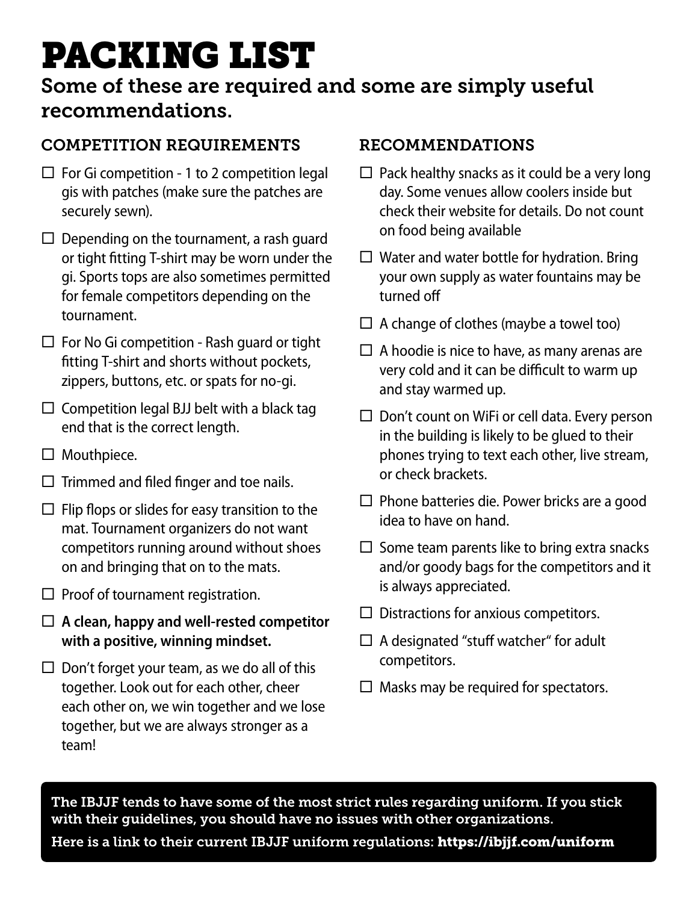# PACKING LIST

Some of these are required and some are simply useful recommendations.

## COMPETITION REQUIREMENTS

- [ ] For Gi competition - 1 to 2 competition legal gis with patches (make sure the patches are securely sewn).
- [ ] Depending on the tournament, a rash guard or tight fitting T-shirt may be worn under the gi. Sports tops are also sometimes permitted for female competitors depending on the tournament.
- [ ] For No Gi competition - Rash guard or tight fitting T-shirt and shorts without pockets, zippers, buttons, etc. or spats for no-gi.
- [ ] Competition legal BJJ belt with a black tag end that is the correct length.
- [ ] Mouthpiece.
- [ ] Trimmed and filed finger and toe nails.
- [ ] Flip flops or slides for easy transition to the mat. Tournament organizers do not want competitors running around without shoes on and bringing that on to the mats.
- [ ] Proof of tournament registration.
- [ ] **A clean, happy and well-rested competitor with a positive, winning mindset.**
- [ ] Don't forget your team, as we do all of this together. Look out for each other, cheer each other on, we win together and we lose together, but we are always stronger as a team!

## RECOMMENDATIONS

- [ ] Pack healthy snacks as it could be a very long day. Some venues allow coolers inside but check their website for details. Do not count on food being available
- [ ] Water and water bottle for hydration. Bring your own supply as water fountains may be turned off
- [ ] A change of clothes (maybe a towel too)
- [ ] A hoodie is nice to have, as many arenas are very cold and it can be difficult to warm up and stay warmed up.
- [ ] Don't count on WiFi or cell data. Every person in the building is likely to be glued to their phones trying to text each other, live stream, or check brackets.
- [ ] Phone batteries die. Power bricks are a good idea to have on hand.
- [ ] Some team parents like to bring extra snacks and/or goody bags for the competitors and it is always appreciated.
- [ ] Distractions for anxious competitors.
- [ ] A designated "stuff watcher" for adult competitors.
- [ ] Masks may be required for spectators.

The IBJJF tends to have some of the most strict rules regarding uniform. If you stick with their guidelines, you should have no issues with other organizations.

Here is a link to their current IBJJF uniform regulations: **https://ibjjf.com/uniform**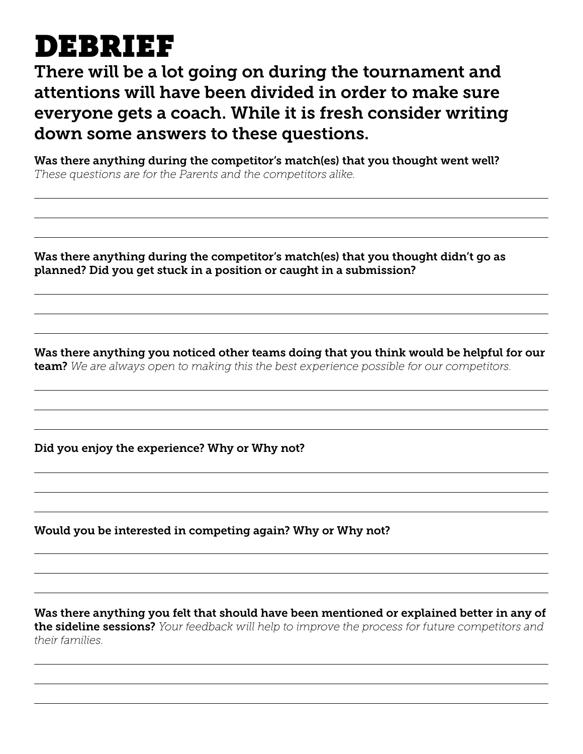# DEBRIEF

## There will be a lot going on during the tournament and attentions will have been divided in order to make sure everyone gets a coach. While it is fresh consider writing down some answers to these questions.

**Was there anything during the competitor's match(es) that you thought went well?**
*These questions are for the Parents and the competitors alike.*

**Was there anything during the competitor's match(es) that you thought didn't go as planned? Did you get stuck in a position or caught in a submission?**

**Was there anything you noticed other teams doing that you think would be helpful for our team?** *We are always open to making this the best experience possible for our competitors.*

**Did you enjoy the experience? Why or Why not?**

**Would you be interested in competing again? Why or Why not?**

**Was there anything you felt that should have been mentioned or explained better in any of the sideline sessions?** *Your feedback will help to improve the process for future competitors and their families.*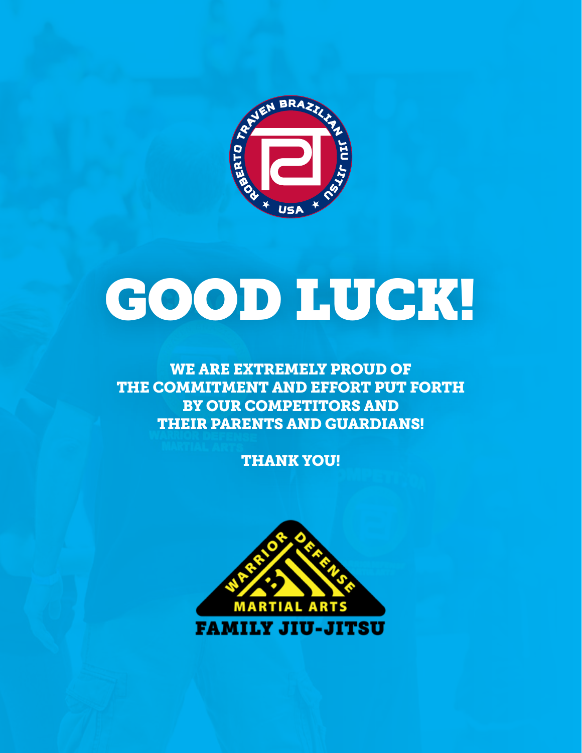# GOOD LUCK!

**WE ARE EXTREMELY PROUD OF THE COMMITMENT AND EFFORT PUT FORTH BY OUR COMPETITORS AND THEIR PARENTS AND GUARDIANS!**

**THANK YOU!**